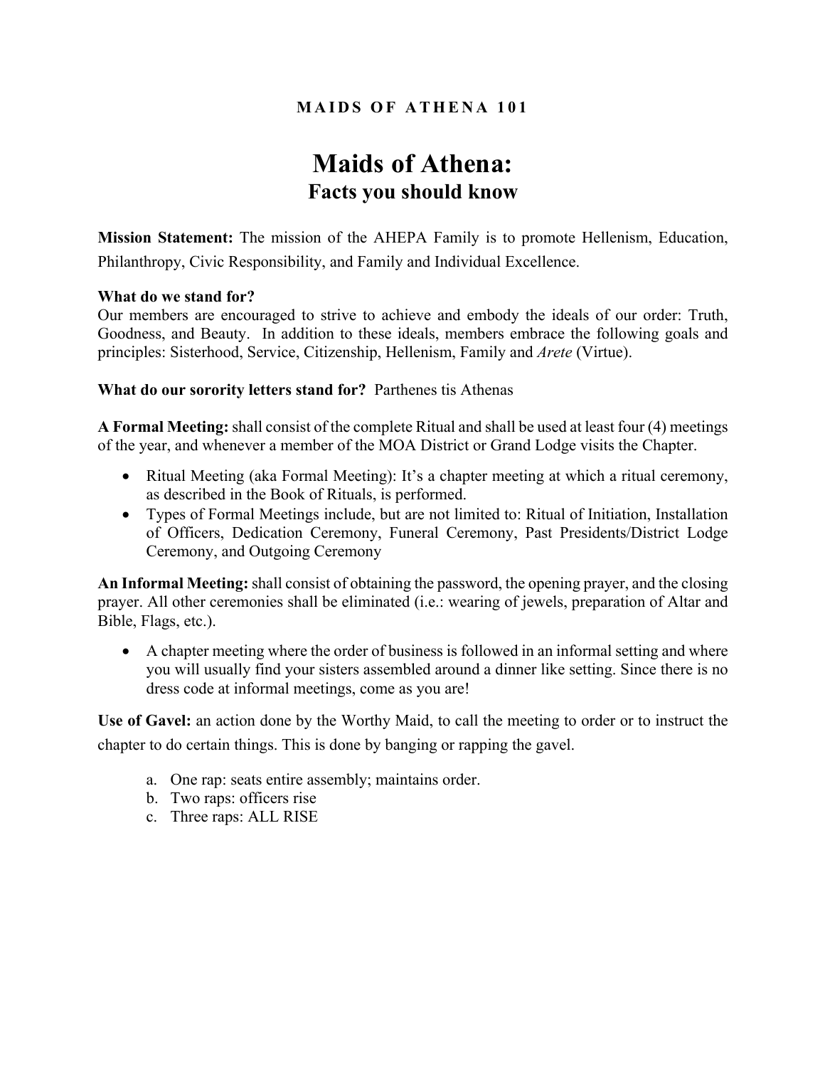M A I D S O F A T H E N A 1 0 1

# Maids of Athena:
## Facts you should know

**Mission Statement:** The mission of the AHEPA Family is to promote Hellenism, Education, Philanthropy, Civic Responsibility, and Family and Individual Excellence.

**What do we stand for?**
Our members are encouraged to strive to achieve and embody the ideals of our order: Truth, Goodness, and Beauty. In addition to these ideals, members embrace the following goals and principles: Sisterhood, Service, Citizenship, Hellenism, Family and *Arete* (Virtue).

**What do our sorority letters stand for?** Parthenes tis Athenas

**A Formal Meeting:** shall consist of the complete Ritual and shall be used at least four (4) meetings of the year, and whenever a member of the MOA District or Grand Lodge visits the Chapter.

- Ritual Meeting (aka Formal Meeting): It's a chapter meeting at which a ritual ceremony, as described in the Book of Rituals, is performed.
- Types of Formal Meetings include, but are not limited to: Ritual of Initiation, Installation of Officers, Dedication Ceremony, Funeral Ceremony, Past Presidents/District Lodge Ceremony, and Outgoing Ceremony

**An Informal Meeting:** shall consist of obtaining the password, the opening prayer, and the closing prayer. All other ceremonies shall be eliminated (i.e.: wearing of jewels, preparation of Altar and Bible, Flags, etc.).

- A chapter meeting where the order of business is followed in an informal setting and where you will usually find your sisters assembled around a dinner like setting. Since there is no dress code at informal meetings, come as you are!

**Use of Gavel:** an action done by the Worthy Maid, to call the meeting to order or to instruct the chapter to do certain things. This is done by banging or rapping the gavel.

a. One rap: seats entire assembly; maintains order.
b. Two raps: officers rise
c. Three raps: ALL RISE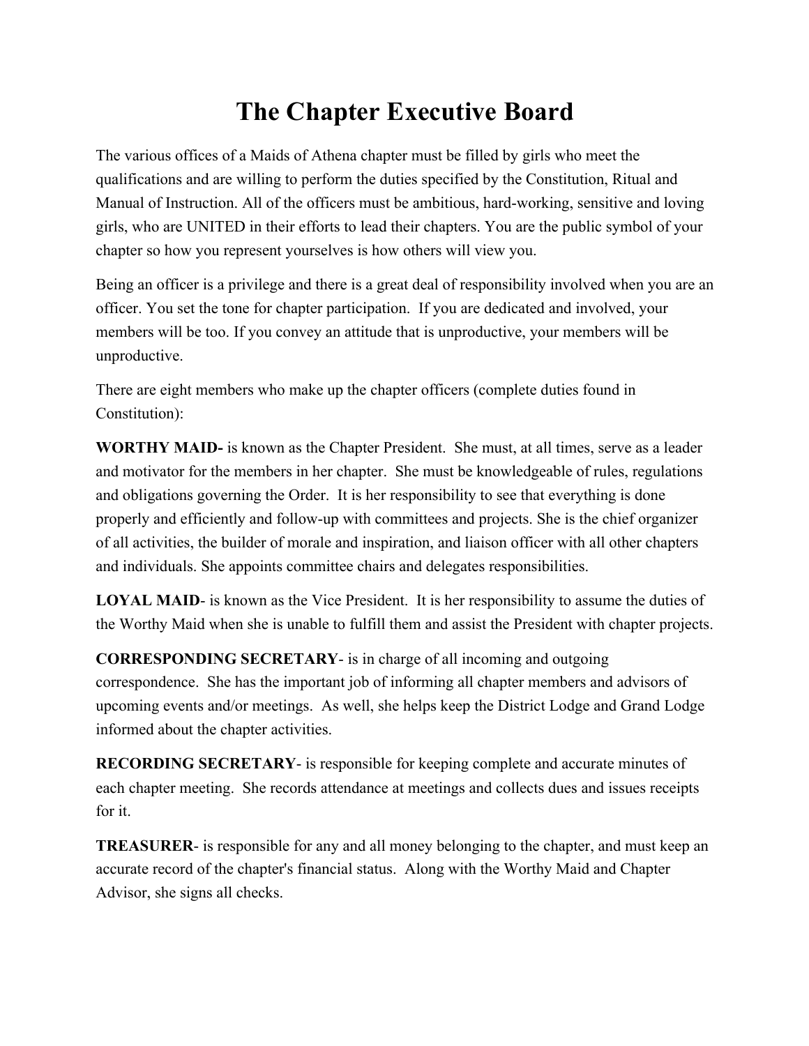# The Chapter Executive Board

The various offices of a Maids of Athena chapter must be filled by girls who meet the qualifications and are willing to perform the duties specified by the Constitution, Ritual and Manual of Instruction. All of the officers must be ambitious, hard-working, sensitive and loving girls, who are UNITED in their efforts to lead their chapters. You are the public symbol of your chapter so how you represent yourselves is how others will view you.

Being an officer is a privilege and there is a great deal of responsibility involved when you are an officer. You set the tone for chapter participation. If you are dedicated and involved, your members will be too. If you convey an attitude that is unproductive, your members will be unproductive.

There are eight members who make up the chapter officers (complete duties found in Constitution):

**WORTHY MAID-** is known as the Chapter President. She must, at all times, serve as a leader and motivator for the members in her chapter. She must be knowledgeable of rules, regulations and obligations governing the Order. It is her responsibility to see that everything is done properly and efficiently and follow-up with committees and projects. She is the chief organizer of all activities, the builder of morale and inspiration, and liaison officer with all other chapters and individuals. She appoints committee chairs and delegates responsibilities.

**LOYAL MAID**- is known as the Vice President. It is her responsibility to assume the duties of the Worthy Maid when she is unable to fulfill them and assist the President with chapter projects.

**CORRESPONDING SECRETARY**- is in charge of all incoming and outgoing correspondence. She has the important job of informing all chapter members and advisors of upcoming events and/or meetings. As well, she helps keep the District Lodge and Grand Lodge informed about the chapter activities.

**RECORDING SECRETARY**- is responsible for keeping complete and accurate minutes of each chapter meeting. She records attendance at meetings and collects dues and issues receipts for it.

**TREASURER**- is responsible for any and all money belonging to the chapter, and must keep an accurate record of the chapter's financial status. Along with the Worthy Maid and Chapter Advisor, she signs all checks.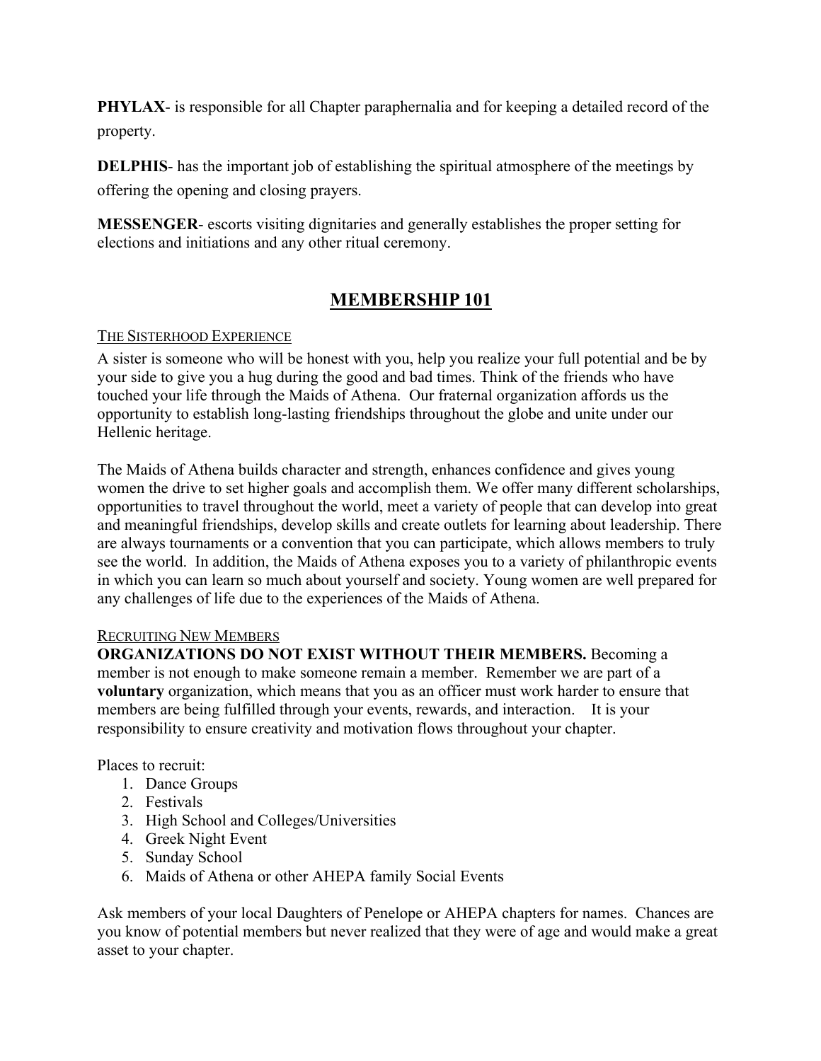**PHYLAX**- is responsible for all Chapter paraphernalia and for keeping a detailed record of the property.

**DELPHIS**- has the important job of establishing the spiritual atmosphere of the meetings by offering the opening and closing prayers.

**MESSENGER**- escorts visiting dignitaries and generally establishes the proper setting for elections and initiations and any other ritual ceremony.

## MEMBERSHIP 101

### THE SISTERHOOD EXPERIENCE

A sister is someone who will be honest with you, help you realize your full potential and be by your side to give you a hug during the good and bad times. Think of the friends who have touched your life through the Maids of Athena. Our fraternal organization affords us the opportunity to establish long-lasting friendships throughout the globe and unite under our Hellenic heritage.

The Maids of Athena builds character and strength, enhances confidence and gives young women the drive to set higher goals and accomplish them. We offer many different scholarships, opportunities to travel throughout the world, meet a variety of people that can develop into great and meaningful friendships, develop skills and create outlets for learning about leadership. There are always tournaments or a convention that you can participate, which allows members to truly see the world. In addition, the Maids of Athena exposes you to a variety of philanthropic events in which you can learn so much about yourself and society. Young women are well prepared for any challenges of life due to the experiences of the Maids of Athena.

### RECRUITING NEW MEMBERS

**ORGANIZATIONS DO NOT EXIST WITHOUT THEIR MEMBERS.** Becoming a member is not enough to make someone remain a member. Remember we are part of a **voluntary** organization, which means that you as an officer must work harder to ensure that members are being fulfilled through your events, rewards, and interaction. It is your responsibility to ensure creativity and motivation flows throughout your chapter.

Places to recruit:

1. Dance Groups
2. Festivals
3. High School and Colleges/Universities
4. Greek Night Event
5. Sunday School
6. Maids of Athena or other AHEPA family Social Events

Ask members of your local Daughters of Penelope or AHEPA chapters for names. Chances are you know of potential members but never realized that they were of age and would make a great asset to your chapter.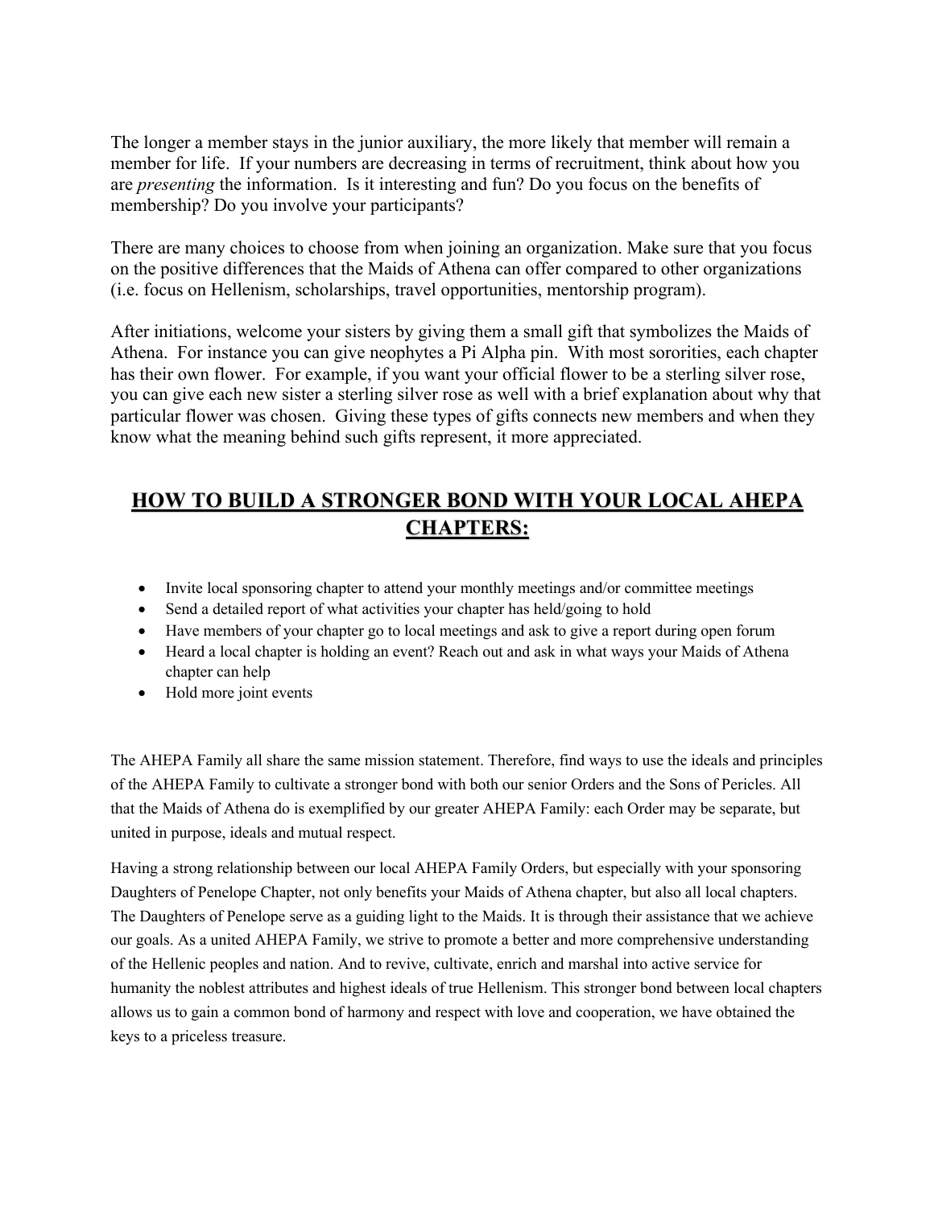The longer a member stays in the junior auxiliary, the more likely that member will remain a member for life. If your numbers are decreasing in terms of recruitment, think about how you are *presenting* the information. Is it interesting and fun? Do you focus on the benefits of membership? Do you involve your participants?

There are many choices to choose from when joining an organization. Make sure that you focus on the positive differences that the Maids of Athena can offer compared to other organizations (i.e. focus on Hellenism, scholarships, travel opportunities, mentorship program).

After initiations, welcome your sisters by giving them a small gift that symbolizes the Maids of Athena. For instance you can give neophytes a Pi Alpha pin. With most sororities, each chapter has their own flower. For example, if you want your official flower to be a sterling silver rose, you can give each new sister a sterling silver rose as well with a brief explanation about why that particular flower was chosen. Giving these types of gifts connects new members and when they know what the meaning behind such gifts represent, it more appreciated.

## HOW TO BUILD A STRONGER BOND WITH YOUR LOCAL AHEPA CHAPTERS:

- Invite local sponsoring chapter to attend your monthly meetings and/or committee meetings
- Send a detailed report of what activities your chapter has held/going to hold
- Have members of your chapter go to local meetings and ask to give a report during open forum
- Heard a local chapter is holding an event? Reach out and ask in what ways your Maids of Athena chapter can help
- Hold more joint events

The AHEPA Family all share the same mission statement. Therefore, find ways to use the ideals and principles of the AHEPA Family to cultivate a stronger bond with both our senior Orders and the Sons of Pericles. All that the Maids of Athena do is exemplified by our greater AHEPA Family: each Order may be separate, but united in purpose, ideals and mutual respect.

Having a strong relationship between our local AHEPA Family Orders, but especially with your sponsoring Daughters of Penelope Chapter, not only benefits your Maids of Athena chapter, but also all local chapters. The Daughters of Penelope serve as a guiding light to the Maids. It is through their assistance that we achieve our goals. As a united AHEPA Family, we strive to promote a better and more comprehensive understanding of the Hellenic peoples and nation. And to revive, cultivate, enrich and marshal into active service for humanity the noblest attributes and highest ideals of true Hellenism. This stronger bond between local chapters allows us to gain a common bond of harmony and respect with love and cooperation, we have obtained the keys to a priceless treasure.